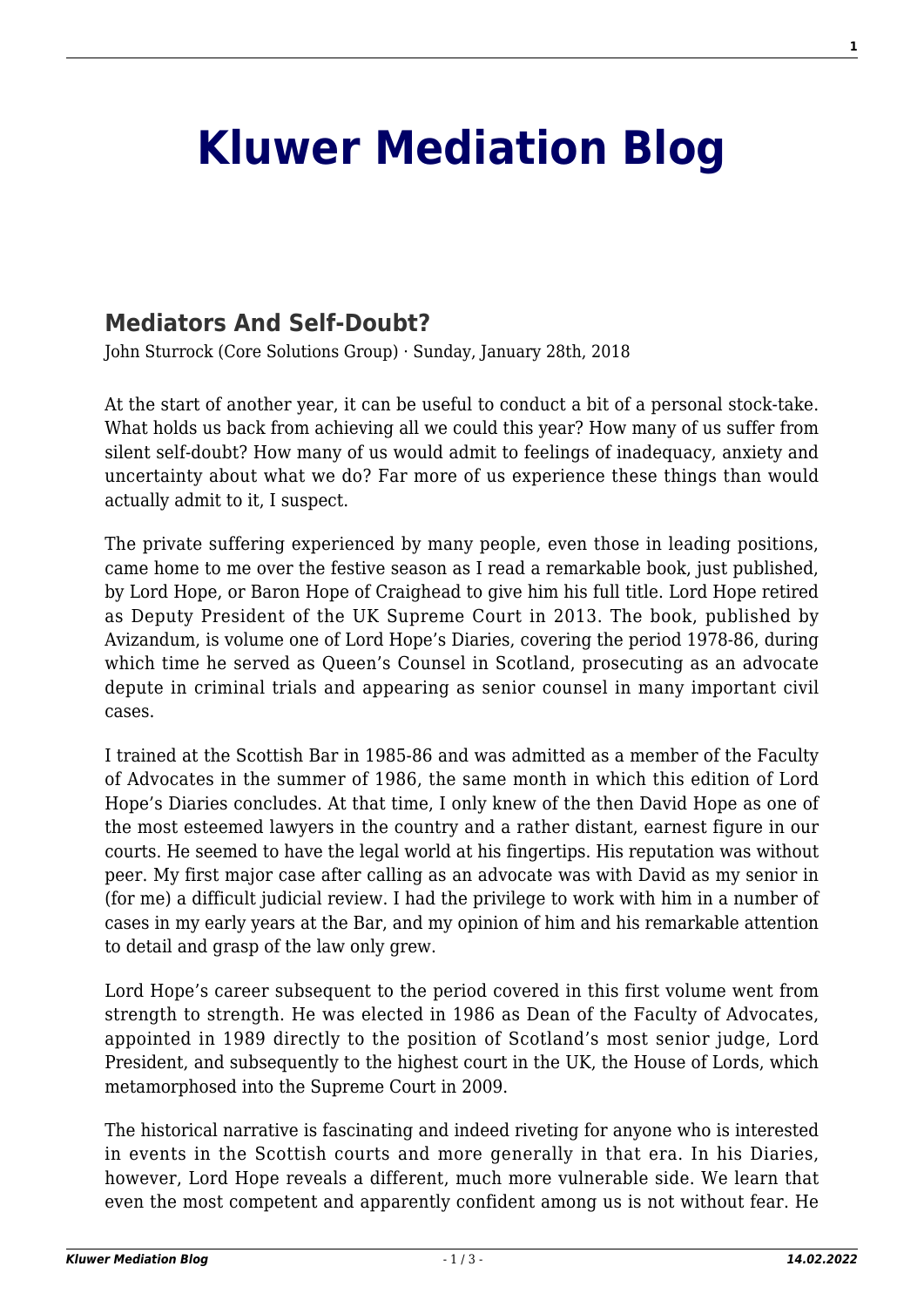# Kluwer Mediation Blog

## Mediators And Self-Doubt?

John Sturrock (Core Solutions Group) · Sunday, January 28th, 2018

At the start of another year, it can be useful to conduct a bit of a personal stock-take. What holds us back from achieving all we could this year? How many of us suffer from silent self-doubt? How many of us would admit to feelings of inadequacy, anxiety and uncertainty about what we do? Far more of us experience these things than would actually admit to it, I suspect.

The private suffering experienced by many people, even those in leading positions, came home to me over the festive season as I read a remarkable book, just published, by Lord Hope, or Baron Hope of Craighead to give him his full title. Lord Hope retired as Deputy President of the UK Supreme Court in 2013. The book, published by Avizandum, is volume one of Lord Hope's Diaries, covering the period 1978-86, during which time he served as Queen's Counsel in Scotland, prosecuting as an advocate depute in criminal trials and appearing as senior counsel in many important civil cases.

I trained at the Scottish Bar in 1985-86 and was admitted as a member of the Faculty of Advocates in the summer of 1986, the same month in which this edition of Lord Hope's Diaries concludes. At that time, I only knew of the then David Hope as one of the most esteemed lawyers in the country and a rather distant, earnest figure in our courts. He seemed to have the legal world at his fingertips. His reputation was without peer. My first major case after calling as an advocate was with David as my senior in (for me) a difficult judicial review. I had the privilege to work with him in a number of cases in my early years at the Bar, and my opinion of him and his remarkable attention to detail and grasp of the law only grew.

Lord Hope's career subsequent to the period covered in this first volume went from strength to strength. He was elected in 1986 as Dean of the Faculty of Advocates, appointed in 1989 directly to the position of Scotland's most senior judge, Lord President, and subsequently to the highest court in the UK, the House of Lords, which metamorphosed into the Supreme Court in 2009.

The historical narrative is fascinating and indeed riveting for anyone who is interested in events in the Scottish courts and more generally in that era. In his Diaries, however, Lord Hope reveals a different, much more vulnerable side. We learn that even the most competent and apparently confident among us is not without fear. He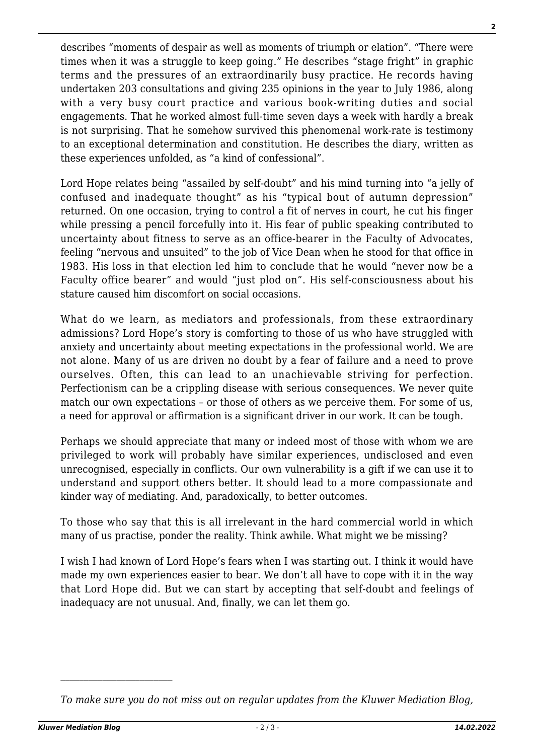describes "moments of despair as well as moments of triumph or elation". "There were times when it was a struggle to keep going." He describes "stage fright" in graphic terms and the pressures of an extraordinarily busy practice. He records having undertaken 203 consultations and giving 235 opinions in the year to July 1986, along with a very busy court practice and various book-writing duties and social engagements. That he worked almost full-time seven days a week with hardly a break is not surprising. That he somehow survived this phenomenal work-rate is testimony to an exceptional determination and constitution. He describes the diary, written as these experiences unfolded, as "a kind of confessional".

Lord Hope relates being "assailed by self-doubt" and his mind turning into "a jelly of confused and inadequate thought" as his "typical bout of autumn depression" returned. On one occasion, trying to control a fit of nerves in court, he cut his finger while pressing a pencil forcefully into it. His fear of public speaking contributed to uncertainty about fitness to serve as an office-bearer in the Faculty of Advocates, feeling "nervous and unsuited" to the job of Vice Dean when he stood for that office in 1983. His loss in that election led him to conclude that he would "never now be a Faculty office bearer" and would "just plod on". His self-consciousness about his stature caused him discomfort on social occasions.

What do we learn, as mediators and professionals, from these extraordinary admissions? Lord Hope's story is comforting to those of us who have struggled with anxiety and uncertainty about meeting expectations in the professional world. We are not alone. Many of us are driven no doubt by a fear of failure and a need to prove ourselves. Often, this can lead to an unachievable striving for perfection. Perfectionism can be a crippling disease with serious consequences. We never quite match our own expectations – or those of others as we perceive them. For some of us, a need for approval or affirmation is a significant driver in our work. It can be tough.

Perhaps we should appreciate that many or indeed most of those with whom we are privileged to work will probably have similar experiences, undisclosed and even unrecognised, especially in conflicts. Our own vulnerability is a gift if we can use it to understand and support others better. It should lead to a more compassionate and kinder way of mediating. And, paradoxically, to better outcomes.

To those who say that this is all irrelevant in the hard commercial world in which many of us practise, ponder the reality. Think awhile. What might we be missing?

I wish I had known of Lord Hope's fears when I was starting out. I think it would have made my own experiences easier to bear. We don't all have to cope with it in the way that Lord Hope did. But we can start by accepting that self-doubt and feelings of inadequacy are not unusual. And, finally, we can let them go.

---

*To make sure you do not miss out on regular updates from the Kluwer Mediation Blog,*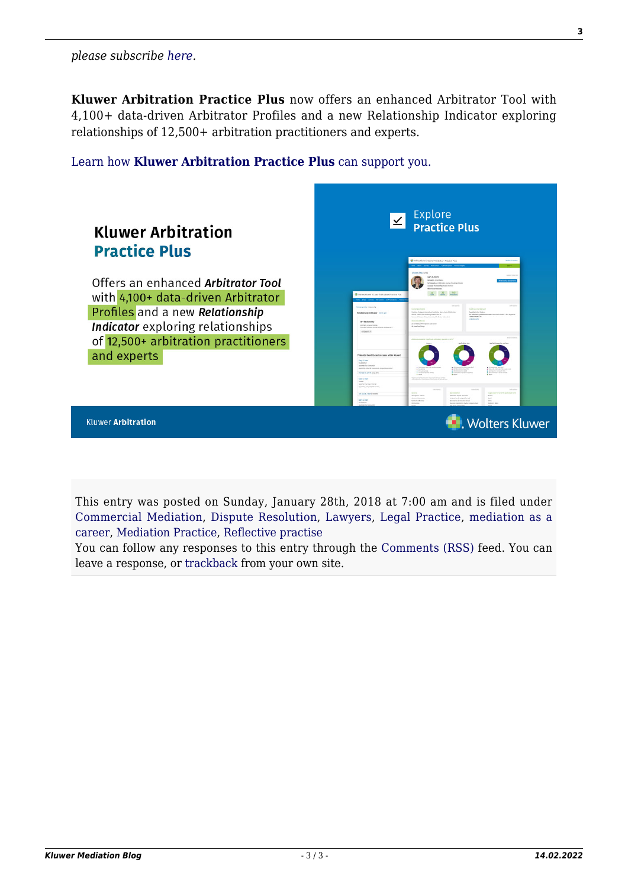*please subscribe here.*

**Kluwer Arbitration Practice Plus** now offers an enhanced Arbitrator Tool with 4,100+ data-driven Arbitrator Profiles and a new Relationship Indicator exploring relationships of 12,500+ arbitration practitioners and experts.

Learn how **Kluwer Arbitration Practice Plus** can support you.

Kluwer Arbitration
Practice Plus

Offers an enhanced *Arbitrator Tool* with 4,100+ data-driven Arbitrator Profiles and a new *Relationship Indicator* exploring relationships of 12,500+ arbitration practitioners and experts

Explore
Practice Plus

Kluwer Arbitration

Wolters Kluwer

This entry was posted on Sunday, January 28th, 2018 at 7:00 am and is filed under Commercial Mediation, Dispute Resolution, Lawyers, Legal Practice, mediation as a career, Mediation Practice, Reflective practise
You can follow any responses to this entry through the Comments (RSS) feed. You can leave a response, or trackback from your own site.